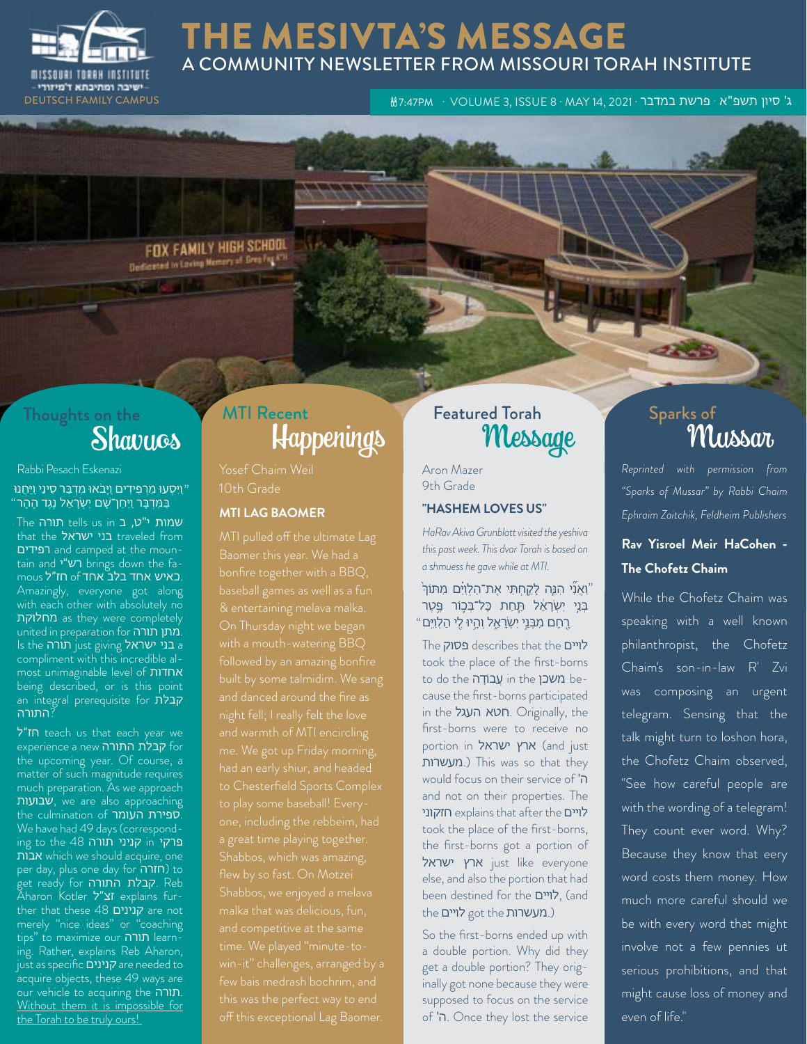# THE MESIVTA'S MESSAGE

## A COMMUNITY NEWSLETTER FROM MISSOURI TORAH INSTITUTE

MISSOURI TORAH INSTITUTE
- ישיבה ומתיבתא ד'מיזורי -
DEUTSCH FAMILY CAMPUS

ג' סיון תשפ"א · פרשת במדבר · MAY 14, 2021 · VOLUME 3, ISSUE 8 · 🕯7:47PM

FOX FAMILY HIGH SCHOOL
Dedicated In Loving Memory of Greg Fox A"H

## Thoughts on the Shavuos

Rabbi Pesach Eskenazi

"וַיִּסְעוּ מֵרְפִידִים וַיָּבֹאוּ מִדְבַּר סִינַי וַיַּחֲנוּ בַּמִּדְבָּר וַיִּחַן־שָׁם יִשְׂרָאֵל נֶגֶד הָהָר"

The תורה tells us in שמות י"ט, ב that the בני ישראל traveled from רפידים and camped at the mountain and רש"י brings down the famous חז"ל of כאיש אחד בלב אחד. Amazingly, everyone got along with each other with absolutely no מחלוקת as they were completely united in preparation for מתן תורה. Is the תורה just giving בני ישראל a compliment with this incredible almost unimaginable level of אחדות being described, or is this point an integral prerequisite for קבלת התורה?

חז"ל teach us that each year we experience a new קבלת התורה for the upcoming year. Of course, a matter of such magnitude requires much preparation. As we approach שבועות, we are also approaching the culmination of ספירת העומר. We have had 49 days (corresponding to the 48 פרקי in קניני תורה אבות which we should acquire, one per day, plus one day for חזרה) to get ready for קבלת התורה. Reb Aharon Kotler זצ"ל explains further that these 48 קנינים are not merely "nice ideas" or "coaching tips" to maximize our תורה learning. Rather, explains Reb Aharon, just as specific קנינים are needed to acquire objects, these 49 ways are our vehicle to acquiring the תורה. <u>Without them it is impossible for the Torah to be truly ours!</u>

## MTI Recent Happenings

Yosef Chaim Weil
10th Grade

### MTI LAG BAOMER

MTI pulled off the ultimate Lag Baomer this year. We had a bonfire together with a BBQ, baseball games as well as a fun & entertaining melava malka. On Thursday night we began with a mouth-watering BBQ followed by an amazing bonfire built by some talmidim. We sang and danced around the fire as night fell; I really felt the love and warmth of MTI encircling me. We got up Friday morning, had an early shiur, and headed to Chesterfield Sports Complex to play some baseball! Everyone, including the rebbeim, had a great time playing together. Shabbos, which was amazing, flew by so fast. On Motzei Shabbos, we enjoyed a melava malka that was delicious, fun, and competitive at the same time. We played "minute-to-win-it" challenges, arranged by a few bais medrash bochrim, and this was the perfect way to end off this exceptional Lag Baomer.

## Featured Torah Message

Aron Mazer
9th Grade

### "HASHEM LOVES US"

*HaRav Akiva Grunblatt visited the yeshiva this past week. This dvar Torah is based on a shmuess he gave while at MTI.*

"וַאֲנִ֞י הִנֵּ֧ה לָקַ֣חְתִּי אֶת־הַלְוִיִּ֗ם מִתּוֹךְ֙ בְּנֵ֣י יִשְׂרָאֵ֔ל תַּ֧חַת כָּל־בְּכ֛וֹר פֶּ֥טֶר רֶ֖חֶם מִבְּנֵ֣י יִשְׂרָאֵ֑ל וְהָ֥יוּ לִ֖י הַלְוִיִּֽם"

The פסוק describes that the לויים took the place of the first-borns to do the עֲבוֹדָה in the משכן because the first-borns participated in the חטא העגל. Originally, the first-borns were to receive no portion in ארץ ישראל (and just מעשרות.) This was so that they would focus on their service of ה' and not on their properties. The חזקוני explains that after the לויים took the place of the first-borns, the first-borns got a portion of ארץ ישראל just like everyone else, and also the portion that had been destined for the לויים, (and the לויים got the מעשרות.)

So the first-borns ended up with a double portion. Why did they get a double portion? They originally got none because they were supposed to focus on the service of ה'. Once they lost the service

## Sparks of Mussar

*Reprinted with permission from "Sparks of Mussar" by Rabbi Chaim Ephraim Zaitchik, Feldheim Publishers*

### Rav Yisroel Meir HaCohen - The Chofetz Chaim

While the Chofetz Chaim was speaking with a well known philanthropist, the Chofetz Chaim's son-in-law R' Zvi was composing an urgent telegram. Sensing that the talk might turn to loshon hora, the Chofetz Chaim observed, "See how careful people are with the wording of a telegram! They count ever word. Why? Because they know that eery word costs them money. How much more careful should we be with every word that might involve not a few pennies ut serious prohibitions, and that might cause loss of money and even of life."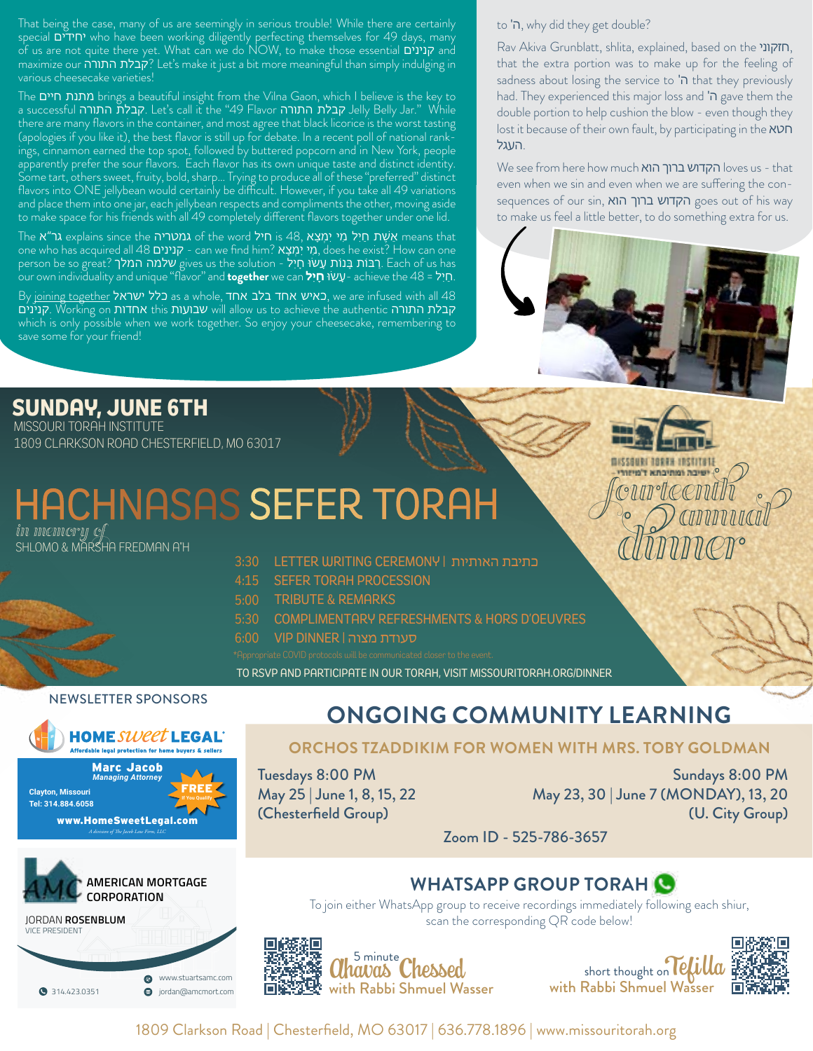That being the case, many of us are seemingly in serious trouble! While there are certainly special יחידים who have been working diligently perfecting themselves for 49 days, many of us are not quite there yet. What can we do NOW, to make those essential קנינים and maximize our קבלת התורה? Let's make it just a bit more meaningful than simply indulging in various cheesecake varieties!

The מתנת חיים brings a beautiful insight from the Vilna Gaon, which I believe is the key to a successful קבלת התורה. Let's call it the "49 Flavor קבלת התורה Jelly Belly Jar." While there are many flavors in the container, and most agree that black licorice is the worst tasting (apologies if you like it), the best flavor is still up for debate. In a recent poll of national rankings, cinnamon earned the top spot, followed by buttered popcorn and in New York, people apparently prefer the sour flavors. Each flavor has its own unique taste and distinct identity. Some tart, others sweet, fruity, bold, sharp... Trying to produce all of these "preferred" distinct flavors into ONE jellybean would certainly be difficult. However, if you take all 49 variations and place them into one jar, each jellybean respects and compliments the other, moving aside to make space for his friends with all 49 completely different flavors together under one lid.

The גר"א explains since the גמטריה of the word חיל is 48, אֵשֶׁת חַיִל מִי יִמְצָא means that one who has acquired all 48 קנינים - can we find him? מִי יִמְצָא, does he exist? How can one person be so great? שלמה המלך gives us the solution - רַבּוֹת בָּנוֹת עָשׂוּ חָיִל. Each of us has our own individuality and unique "flavor" and **together** we can עָשׂוּ חָיִל - achieve the 48 = חָיִל.

By joining together כלל ישראל as a whole, כאיש אחד בלב אחד, we are infused with all 48 קנינים. Working on אחדות this שבועות will allow us to achieve the authentic קבלת התורה which is only possible when we work together. So enjoy your cheesecake, remembering to save some for your friend!

to 'ה, why did they get double?

Rav Akiva Grunblatt, shlita, explained, based on the חזקוני, that the extra portion was to make up for the feeling of sadness about losing the service to 'ה that they previously had. They experienced this major loss and 'ה gave them the double portion to help cushion the blow - even though they lost it because of their own fault, by participating in the חטא העגל.

We see from here how much הקדוש ברוך הוא loves us - that even when we sin and even when we are suffering the consequences of our sin, הקדוש ברוך הוא goes out of his way to make us feel a little better, to do something extra for us.

## SUNDAY, JUNE 6TH

MISSOURI TORAH INSTITUTE
1809 CLARKSON ROAD CHESTERFIELD, MO 63017

# HACHNASAS SEFER TORAH

*in memory of*
SHLOMO & MARSHA FREDMAN A"H

Fourteenth Annual Dinner

- 3:30 LETTER WRITING CEREMONY | כתיבת האותיות
- 4:15 SEFER TORAH PROCESSION
- 5:00 TRIBUTE & REMARKS
- 5:30 COMPLIMENTARY REFRESHMENTS & HORS D'OEUVRES
- 6:00 VIP DINNER | סעודת מצוה

*Appropriate COVID protocols will be communicated closer to the event.

TO RSVP AND PARTICIPATE IN OUR TORAH, VISIT MISSOURITORAH.ORG/DINNER

## NEWSLETTER SPONSORS

**HOME sweet LEGAL**
Affordable legal protection for home buyers & sellers
**Marc Jacob**
*Managing Attorney*
Clayton, Missouri
Tel: 314.884.6058
FREE if You Qualify
**www.HomeSweetLegal.com**
*A division of The Jacob Law Firm, LLC*

AMC AMERICAN MORTGAGE CORPORATION
JORDAN **ROSENBLUM**
VICE PRESIDENT
314.423.0351
www.stuartsamc.com
jordan@amcmort.com

## ONGOING COMMUNITY LEARNING

### ORCHOS TZADDIKIM FOR WOMEN WITH MRS. TOBY GOLDMAN

Tuesdays 8:00 PM
May 25 | June 1, 8, 15, 22
(Chesterfield Group)

Sundays 8:00 PM
May 23, 30 | June 7 (MONDAY), 13, 20
(U. City Group)

Zoom ID - 525-786-3657

### WHATSAPP GROUP TORAH

To join either WhatsApp group to receive recordings immediately following each shiur, scan the corresponding QR code below!

5 minute Ahavas Chessed with Rabbi Shmuel Wasser

short thought on Tefilla with Rabbi Shmuel Wasser

1809 Clarkson Road | Chesterfield, MO 63017 | 636.778.1896 | www.missouritorah.org